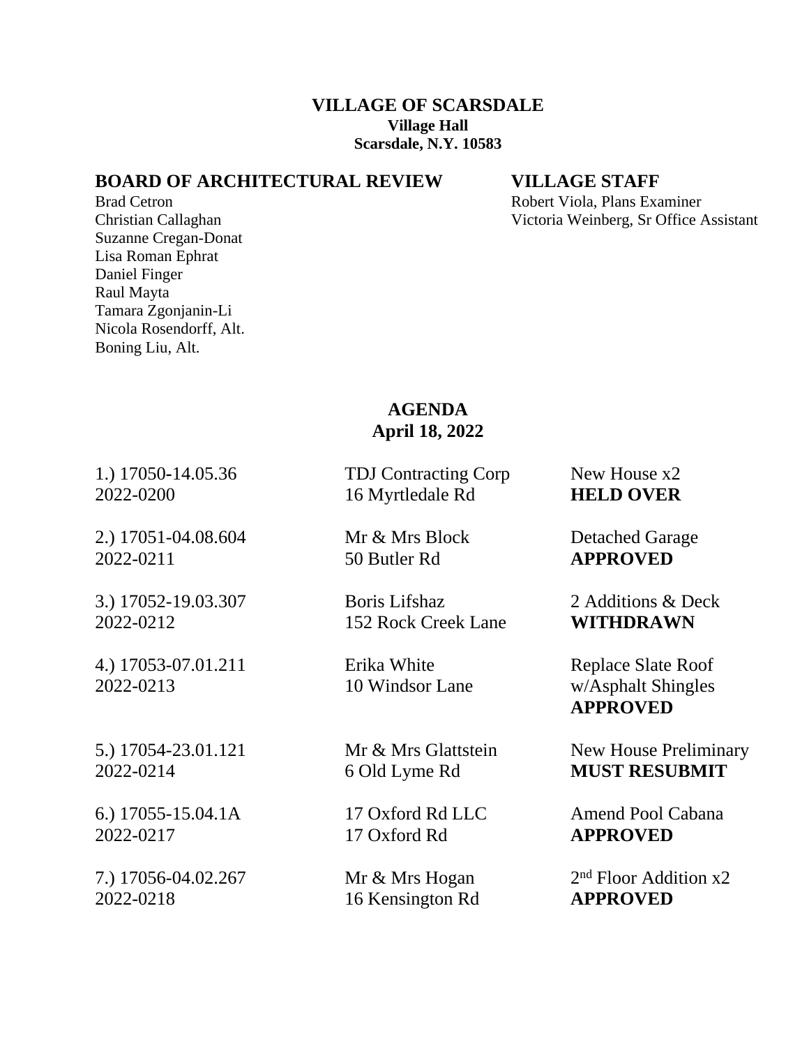# VILLAGE OF SCARSDALE

**Village Hall**
**Scarsdale, N.Y. 10583**

## BOARD OF ARCHITECTURAL REVIEW

Brad Cetron
Christian Callaghan
Suzanne Cregan-Donat
Lisa Roman Ephrat
Daniel Finger
Raul Mayta
Tamara Zgonjanin-Li
Nicola Rosendorff, Alt.
Boning Liu, Alt.

## VILLAGE STAFF

Robert Viola, Plans Examiner
Victoria Weinberg, Sr Office Assistant

## AGENDA
## April 18, 2022

| | | |
|---|---|---|
| 1.) 17050-14.05.36<br>2022-0200 | TDJ Contracting Corp<br>16 Myrtledale Rd | New House x2<br>**HELD OVER** |
| 2.) 17051-04.08.604<br>2022-0211 | Mr & Mrs Block<br>50 Butler Rd | Detached Garage<br>**APPROVED** |
| 3.) 17052-19.03.307<br>2022-0212 | Boris Lifshaz<br>152 Rock Creek Lane | 2 Additions & Deck<br>**WITHDRAWN** |
| 4.) 17053-07.01.211<br>2022-0213 | Erika White<br>10 Windsor Lane | Replace Slate Roof<br>w/Asphalt Shingles<br>**APPROVED** |
| 5.) 17054-23.01.121<br>2022-0214 | Mr & Mrs Glattstein<br>6 Old Lyme Rd | New House Preliminary<br>**MUST RESUBMIT** |
| 6.) 17055-15.04.1A<br>2022-0217 | 17 Oxford Rd LLC<br>17 Oxford Rd | Amend Pool Cabana<br>**APPROVED** |
| 7.) 17056-04.02.267<br>2022-0218 | Mr & Mrs Hogan<br>16 Kensington Rd | 2nd Floor Addition x2<br>**APPROVED** |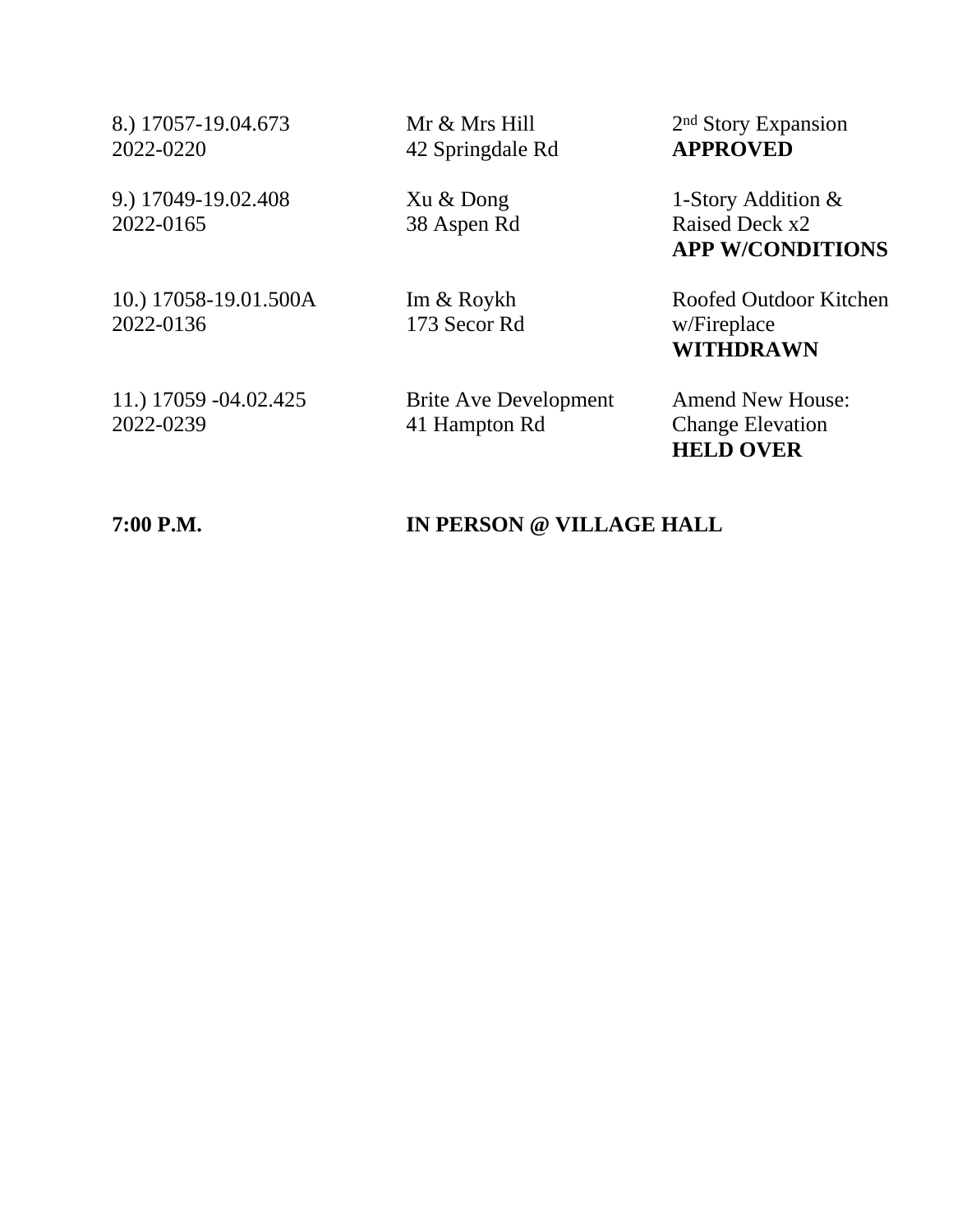| | | |
|---|---|---|
| 8.) 17057-19.04.673<br>2022-0220 | Mr & Mrs Hill<br>42 Springdale Rd | 2nd Story Expansion<br>**APPROVED** |
| 9.) 17049-19.02.408<br>2022-0165 | Xu & Dong<br>38 Aspen Rd | 1-Story Addition &<br>Raised Deck x2<br>**APP W/CONDITIONS** |
| 10.) 17058-19.01.500A<br>2022-0136 | Im & Roykh<br>173 Secor Rd | Roofed Outdoor Kitchen<br>w/Fireplace<br>**WITHDRAWN** |
| 11.) 17059 -04.02.425<br>2022-0239 | Brite Ave Development<br>41 Hampton Rd | Amend New House:<br>Change Elevation<br>**HELD OVER** |

**7:00 P.M.** **IN PERSON @ VILLAGE HALL**